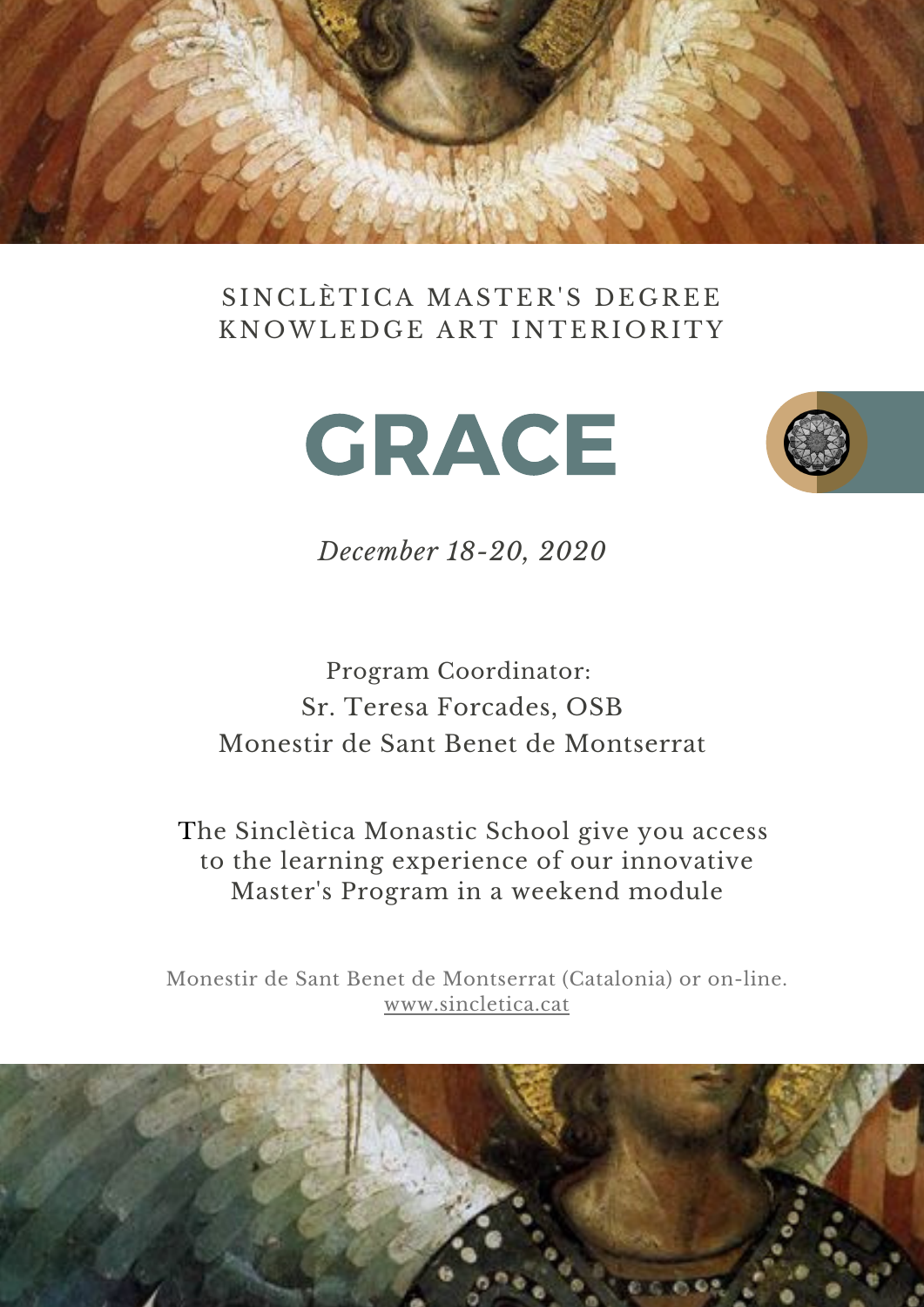SINCLÈTICA MASTER'S DEGREE
KNOWLEDGE ART INTERIORITY

# GRACE

*December 18-20, 2020*

Program Coordinator:
Sr. Teresa Forcades, OSB
Monestir de Sant Benet de Montserrat

The Sinclètica Monastic School give you access to the learning experience of our innovative Master's Program in a weekend module

Monestir de Sant Benet de Montserrat (Catalonia) or on-line.
www.sincletica.cat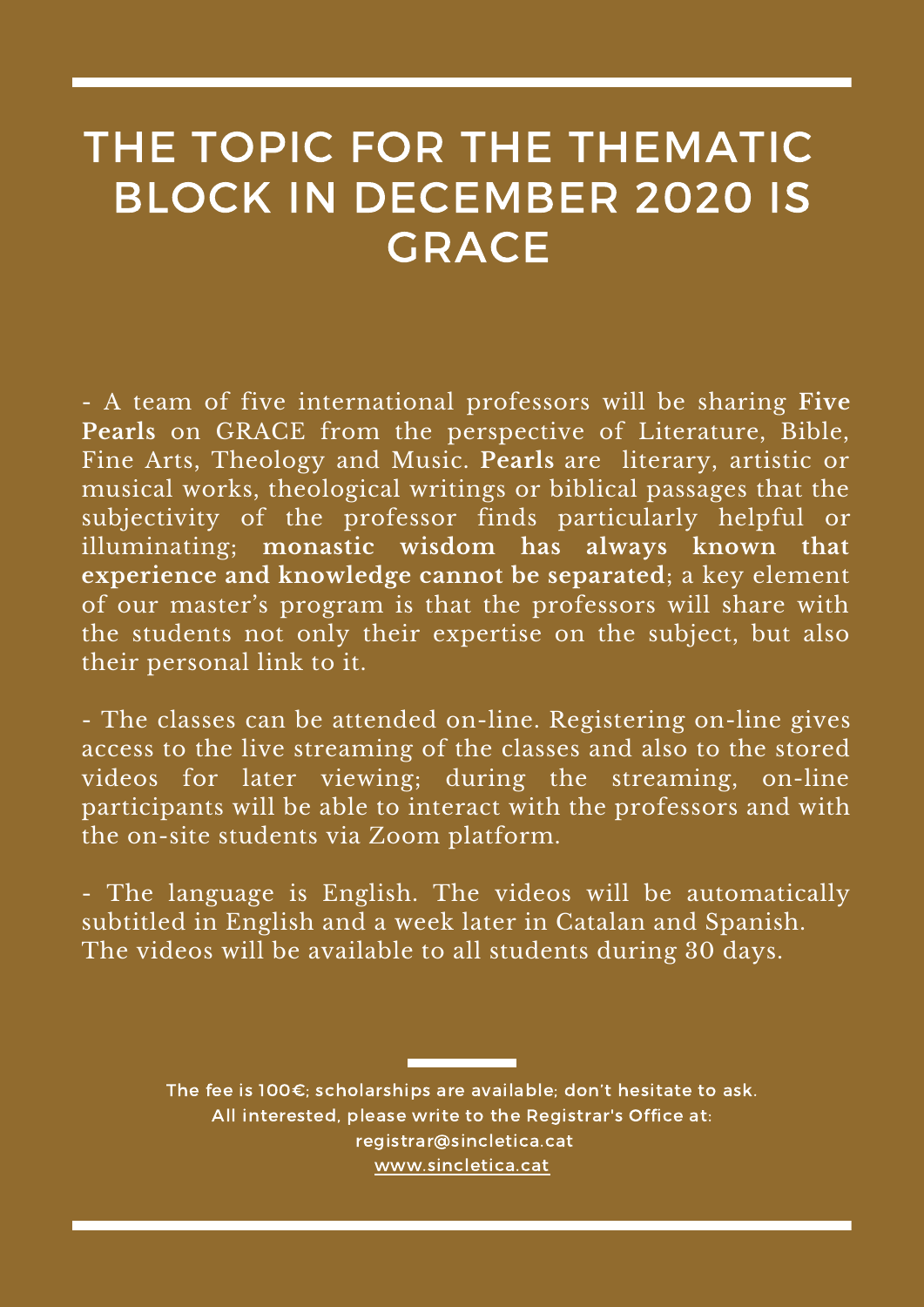# THE TOPIC FOR THE THEMATIC BLOCK IN DECEMBER 2020 IS GRACE

- A team of five international professors will be sharing **Five Pearls** on GRACE from the perspective of Literature, Bible, Fine Arts, Theology and Music. **Pearls** are literary, artistic or musical works, theological writings or biblical passages that the subjectivity of the professor finds particularly helpful or illuminating; **monastic wisdom has always known that experience and knowledge cannot be separated**; a key element of our master's program is that the professors will share with the students not only their expertise on the subject, but also their personal link to it.

- The classes can be attended on-line. Registering on-line gives access to the live streaming of the classes and also to the stored videos for later viewing; during the streaming, on-line participants will be able to interact with the professors and with the on-site students via Zoom platform.

- The language is English. The videos will be automatically subtitled in English and a week later in Catalan and Spanish. The videos will be available to all students during 30 days.

The fee is 100€; scholarships are available; don't hesitate to ask.
All interested, please write to the Registrar's Office at:
registrar@sincletica.cat
www.sincletica.cat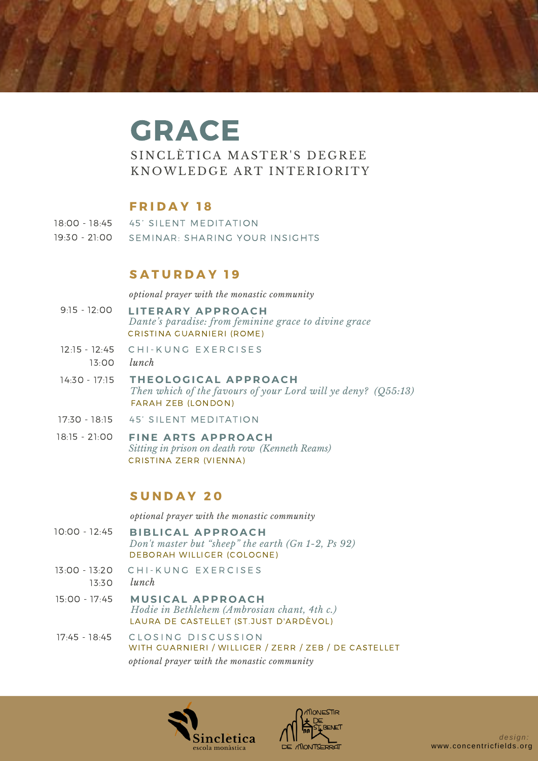# GRACE

SINCLÈTICA MASTER'S DEGREE
KNOWLEDGE ART INTERIORITY

## FRIDAY 18

18:00 - 18:45 45' SILENT MEDITATION

19:30 - 21:00 SEMINAR: SHARING YOUR INSIGHTS

## SATURDAY 19

*optional prayer with the monastic community*

9:15 - 12:00 **LITERARY APPROACH**
*Dante's paradise: from feminine grace to divine grace*
CRISTINA GUARNIERI (ROME)

12:15 - 12:45 CHI-KUNG EXERCISES

13:00 *lunch*

14:30 - 17:15 **THEOLOGICAL APPROACH**
*Then which of the favours of your Lord will ye deny? (Q55:13)*
FARAH ZEB (LONDON)

17:30 - 18:15 45' SILENT MEDITATION

18:15 - 21:00 **FINE ARTS APPROACH**
*Sitting in prison on death row (Kenneth Reams)*
CRISTINA ZERR (VIENNA)

## SUNDAY 20

*optional prayer with the monastic community*

10:00 - 12:45 **BIBLICAL APPROACH**
*Don't master but "sheep" the earth (Gn 1-2, Ps 92)*
DEBORAH WILLIGER (COLOGNE)

13:00 - 13:20 CHI-KUNG EXERCISES

13:30 *lunch*

15:00 - 17:45 **MUSICAL APPROACH**
*Hodie in Bethlehem (Ambrosian chant, 4th c.)*
LAURA DE CASTELLET (ST.JUST D'ARDÈVOL)

17:45 - 18:45 CLOSING DISCUSSION
WITH GUARNIERI / WILLIGER / ZERR / ZEB / DE CASTELLET
*optional prayer with the monastic community*

Sincletica escola monàstica

MONESTIR DE ST. BENET DE MONTSERRAT

*design:* www.concentricfields.org